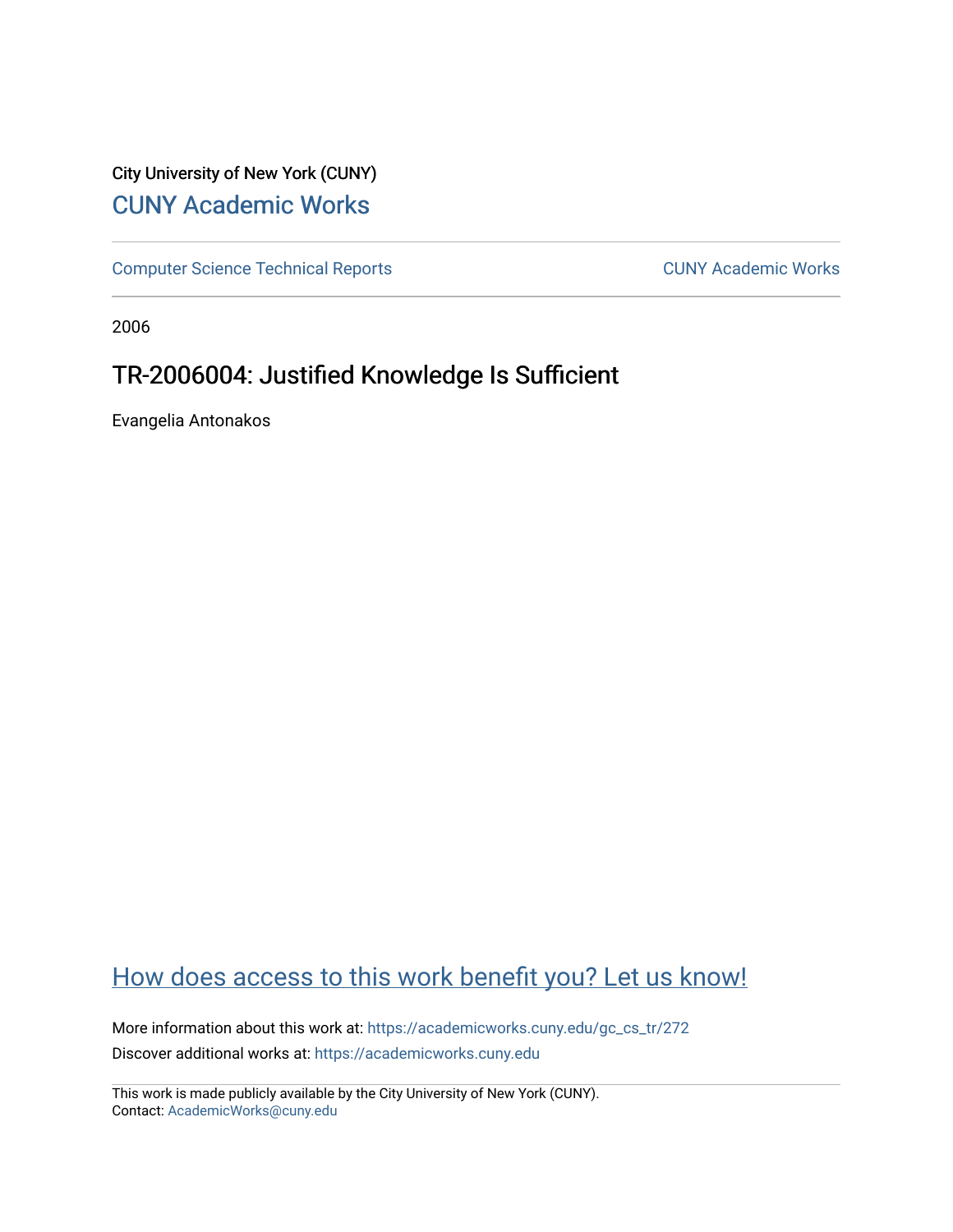City University of New York (CUNY)

# CUNY Academic Works

Computer Science Technical Reports

CUNY Academic Works

2006

## TR-2006004: Justified Knowledge Is Sufficient

Evangelia Antonakos

How does access to this work benefit you? Let us know!

More information about this work at: https://academicworks.cuny.edu/gc_cs_tr/272

Discover additional works at: https://academicworks.cuny.edu

This work is made publicly available by the City University of New York (CUNY).
Contact: AcademicWorks@cuny.edu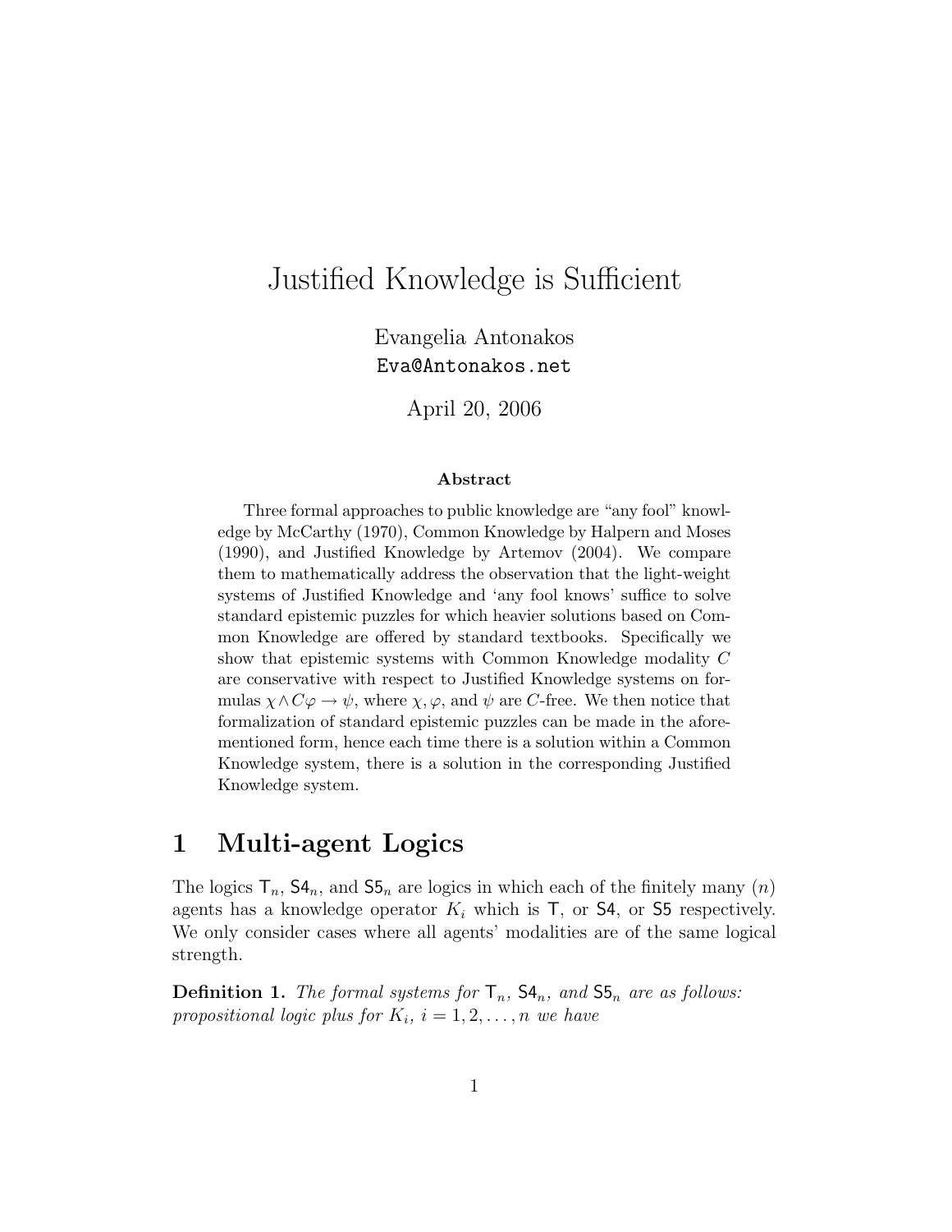# Justified Knowledge is Sufficient

Evangelia Antonakos
Eva@Antonakos.net

April 20, 2006

**Abstract**

Three formal approaches to public knowledge are "any fool" knowledge by McCarthy (1970), Common Knowledge by Halpern and Moses (1990), and Justified Knowledge by Artemov (2004). We compare them to mathematically address the observation that the light-weight systems of Justified Knowledge and 'any fool knows' suffice to solve standard epistemic puzzles for which heavier solutions based on Common Knowledge are offered by standard textbooks. Specifically we show that epistemic systems with Common Knowledge modality $C$ are conservative with respect to Justified Knowledge systems on formulas $\chi \wedge C\varphi \rightarrow \psi$, where $\chi, \varphi$, and $\psi$ are $C$-free. We then notice that formalization of standard epistemic puzzles can be made in the aforementioned form, hence each time there is a solution within a Common Knowledge system, there is a solution in the corresponding Justified Knowledge system.

## 1 Multi-agent Logics

The logics $\mathsf{T}_n$, $\mathsf{S4}_n$, and $\mathsf{S5}_n$ are logics in which each of the finitely many ($n$) agents has a knowledge operator $K_i$ which is $\mathsf{T}$, or $\mathsf{S4}$, or $\mathsf{S5}$ respectively. We only consider cases where all agents' modalities are of the same logical strength.

**Definition 1.** *The formal systems for $\mathsf{T}_n$, $\mathsf{S4}_n$, and $\mathsf{S5}_n$ are as follows: propositional logic plus for $K_i$, $i = 1, 2, \ldots, n$ we have*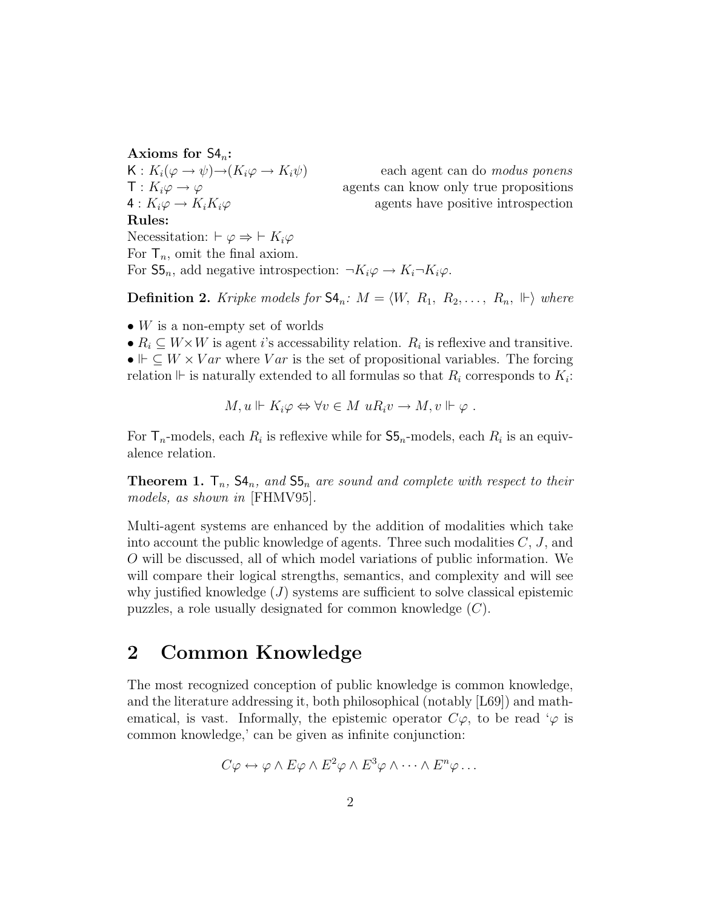**Axioms for $\mathsf{S4}_n$:**

$\mathsf{K}: K_i(\varphi \to \psi) \to (K_i\varphi \to K_i\psi)$ each agent can do *modus ponens*

$\mathsf{T}: K_i\varphi \to \varphi$ agents can know only true propositions

$\mathsf{4}: K_i\varphi \to K_iK_i\varphi$ agents have positive introspection

**Rules:**

Necessitation: $\vdash \varphi \Rightarrow \vdash K_i\varphi$

For $\mathsf{T}_n$, omit the final axiom.

For $\mathsf{S5}_n$, add negative introspection: $\neg K_i\varphi \to K_i\neg K_i\varphi$.

**Definition 2.** *Kripke models for* $\mathsf{S4}_n$*:* $M = \langle W,\ R_1,\ R_2, \ldots,\ R_n,\ \Vdash\rangle$ *where*

- $W$ is a non-empty set of worlds
- $R_i \subseteq W \times W$ is agent $i$'s accessability relation. $R_i$ is reflexive and transitive.
- $\Vdash \subseteq W \times Var$ where $Var$ is the set of propositional variables. The forcing relation $\Vdash$ is naturally extended to all formulas so that $R_i$ corresponds to $K_i$:

$$M, u \Vdash K_i\varphi \Leftrightarrow \forall v \in M\ uR_iv \to M, v \Vdash \varphi\ .$$

For $\mathsf{T}_n$-models, each $R_i$ is reflexive while for $\mathsf{S5}_n$-models, each $R_i$ is an equivalence relation.

**Theorem 1.** $\mathsf{T}_n$*,* $\mathsf{S4}_n$*, and* $\mathsf{S5}_n$ *are sound and complete with respect to their models, as shown in* [FHMV95].

Multi-agent systems are enhanced by the addition of modalities which take into account the public knowledge of agents. Three such modalities $C$, $J$, and $O$ will be discussed, all of which model variations of public information. We will compare their logical strengths, semantics, and complexity and will see why justified knowledge ($J$) systems are sufficient to solve classical epistemic puzzles, a role usually designated for common knowledge ($C$).

## 2 Common Knowledge

The most recognized conception of public knowledge is common knowledge, and the literature addressing it, both philosophical (notably [L69]) and mathematical, is vast. Informally, the epistemic operator $C\varphi$, to be read '$\varphi$ is common knowledge,' can be given as infinite conjunction:

$$C\varphi \leftrightarrow \varphi \wedge E\varphi \wedge E^2\varphi \wedge E^3\varphi \wedge \cdots \wedge E^n\varphi \ldots$$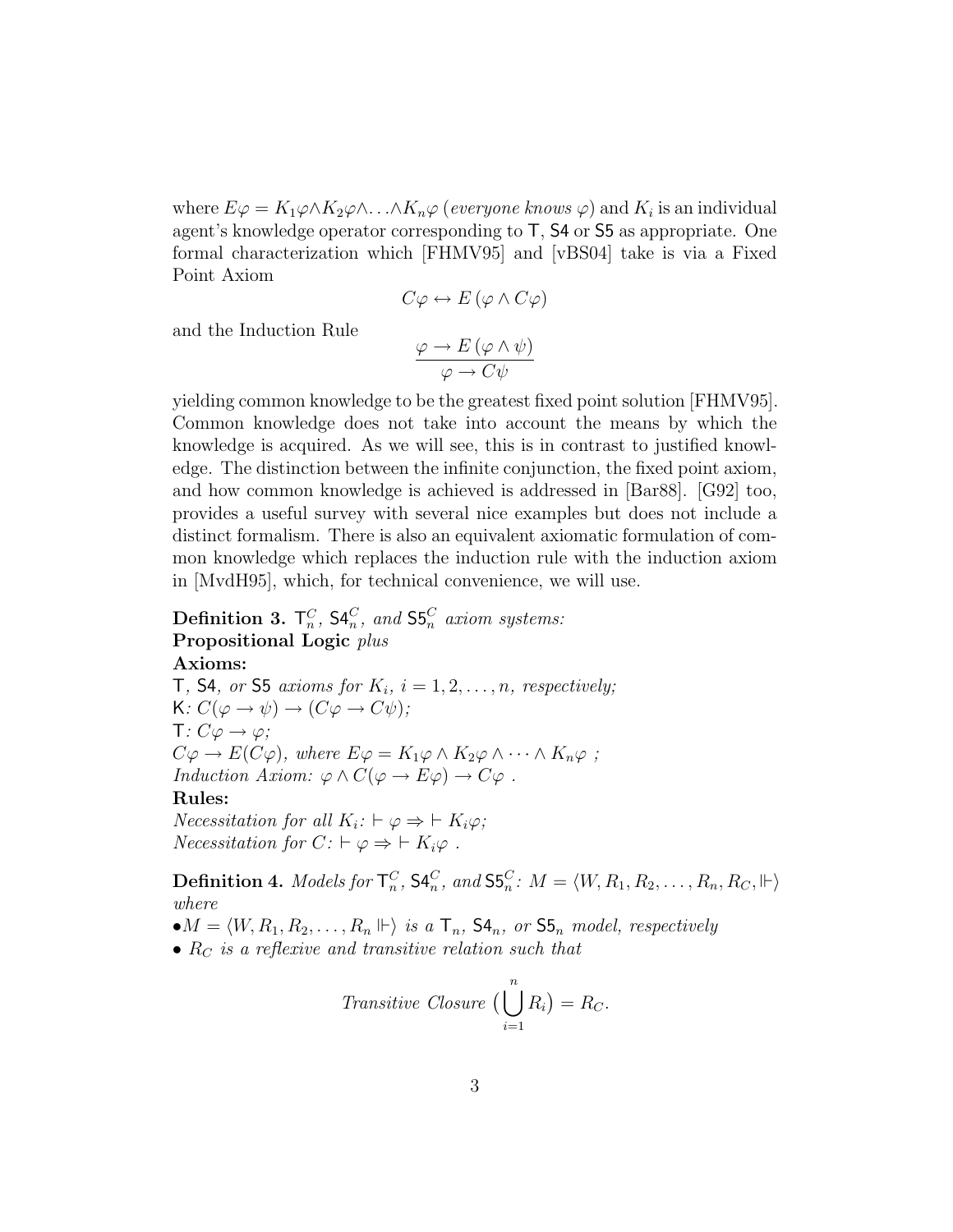where $E\varphi = K_1\varphi \wedge K_2\varphi \wedge \ldots \wedge K_n\varphi$ (*everyone knows* $\varphi$) and $K_i$ is an individual agent's knowledge operator corresponding to T, S4 or S5 as appropriate. One formal characterization which [FHMV95] and [vBS04] take is via a Fixed Point Axiom

$$C\varphi \leftrightarrow E\,(\varphi \wedge C\varphi)$$

and the Induction Rule

$$\frac{\varphi \rightarrow E\,(\varphi \wedge \psi)}{\varphi \rightarrow C\psi}$$

yielding common knowledge to be the greatest fixed point solution [FHMV95]. Common knowledge does not take into account the means by which the knowledge is acquired. As we will see, this is in contrast to justified knowledge. The distinction between the infinite conjunction, the fixed point axiom, and how common knowledge is achieved is addressed in [Bar88]. [G92] too, provides a useful survey with several nice examples but does not include a distinct formalism. There is also an equivalent axiomatic formulation of common knowledge which replaces the induction rule with the induction axiom in [MvdH95], which, for technical convenience, we will use.

**Definition 3.** $\mathsf{T}_n^C$, $\mathsf{S4}_n^C$, *and* $\mathsf{S5}_n^C$ *axiom systems:*
**Propositional Logic** *plus*
**Axioms:**
T, S4, *or* S5 *axioms for* $K_i$, $i = 1, 2, \ldots, n$, *respectively;*
K*:* $C(\varphi \rightarrow \psi) \rightarrow (C\varphi \rightarrow C\psi)$*;*
T*:* $C\varphi \rightarrow \varphi$*;*
$C\varphi \rightarrow E(C\varphi)$*, where* $E\varphi = K_1\varphi \wedge K_2\varphi \wedge \cdots \wedge K_n\varphi$ *;*
*Induction Axiom:* $\varphi \wedge C(\varphi \rightarrow E\varphi) \rightarrow C\varphi$ *.*
**Rules:**
*Necessitation for all* $K_i$*:* $\vdash \varphi \Rightarrow \vdash K_i\varphi$*;*
*Necessitation for* $C$*:* $\vdash \varphi \Rightarrow \vdash K_i\varphi$ *.*

**Definition 4.** *Models for* $\mathsf{T}_n^C$, $\mathsf{S4}_n^C$, *and* $\mathsf{S5}_n^C$*:* $M = \langle W, R_1, R_2, \ldots, R_n, R_C, \Vdash \rangle$ *where*

- $M = \langle W, R_1, R_2, \ldots, R_n \Vdash \rangle$ *is a* $\mathsf{T}_n$, $\mathsf{S4}_n$, *or* $\mathsf{S5}_n$ *model, respectively*
- $R_C$ *is a reflexive and transitive relation such that*

$$\textit{Transitive Closure}\ \big(\bigcup_{i=1}^{n} R_i\big) = R_C.$$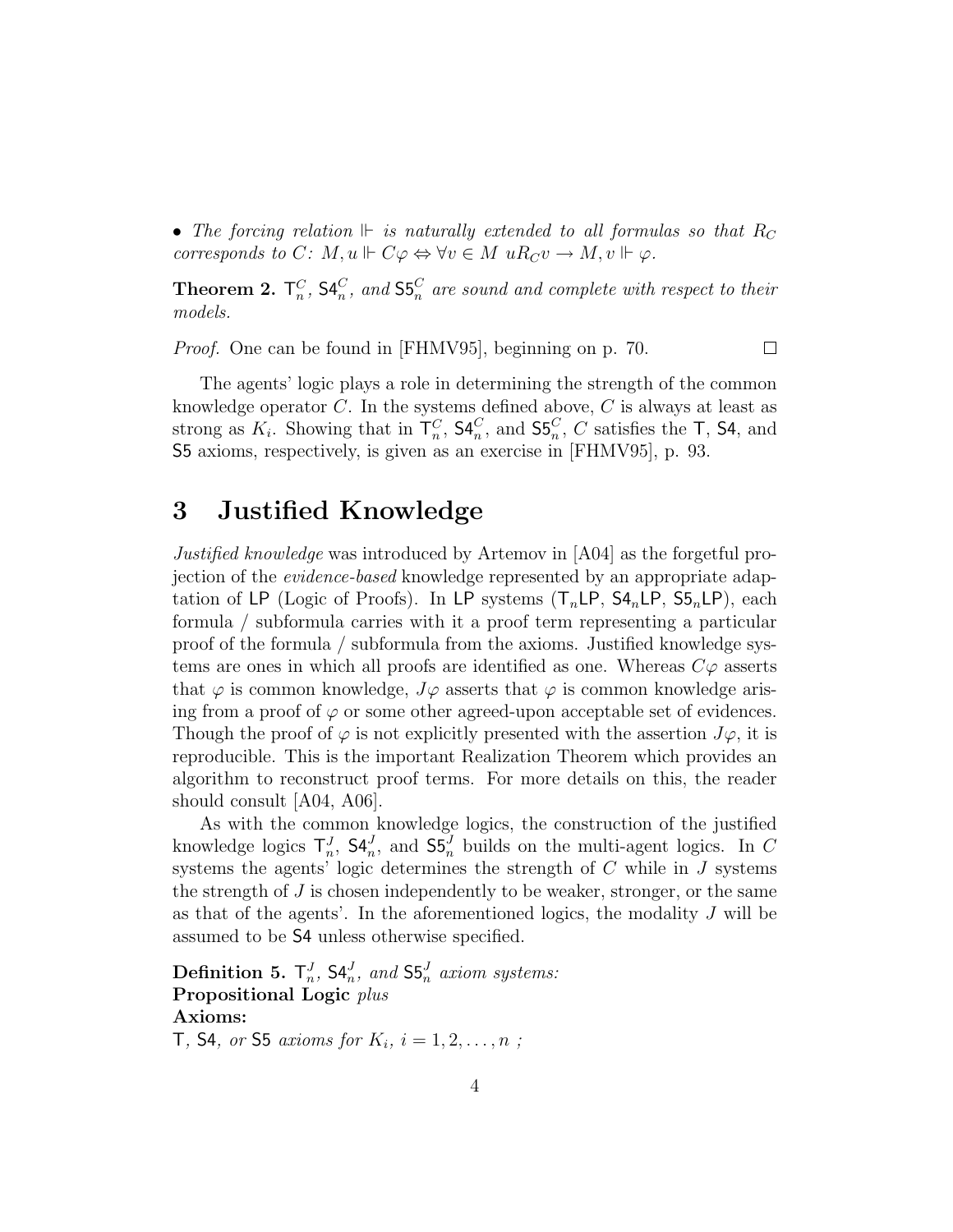- *The forcing relation $\Vdash$ is naturally extended to all formulas so that $R_C$ corresponds to $C$: $M, u \Vdash C\varphi \Leftrightarrow \forall v \in M \; uR_Cv \rightarrow M, v \Vdash \varphi$.*

**Theorem 2.** *$\mathsf{T}_n^C$, $\mathsf{S4}_n^C$, and $\mathsf{S5}_n^C$ are sound and complete with respect to their models.*

*Proof.* One can be found in [FHMV95], beginning on p. 70. □

The agents' logic plays a role in determining the strength of the common knowledge operator $C$. In the systems defined above, $C$ is always at least as strong as $K_i$. Showing that in $\mathsf{T}_n^C$, $\mathsf{S4}_n^C$, and $\mathsf{S5}_n^C$, $C$ satisfies the $\mathsf{T}$, $\mathsf{S4}$, and $\mathsf{S5}$ axioms, respectively, is given as an exercise in [FHMV95], p. 93.

# 3 Justified Knowledge

*Justified knowledge* was introduced by Artemov in [A04] as the forgetful projection of the *evidence-based* knowledge represented by an appropriate adaptation of $\mathsf{LP}$ (Logic of Proofs). In $\mathsf{LP}$ systems ($\mathsf{T}_n\mathsf{LP}$, $\mathsf{S4}_n\mathsf{LP}$, $\mathsf{S5}_n\mathsf{LP}$), each formula / subformula carries with it a proof term representing a particular proof of the formula / subformula from the axioms. Justified knowledge systems are ones in which all proofs are identified as one. Whereas $C\varphi$ asserts that $\varphi$ is common knowledge, $J\varphi$ asserts that $\varphi$ is common knowledge arising from a proof of $\varphi$ or some other agreed-upon acceptable set of evidences. Though the proof of $\varphi$ is not explicitly presented with the assertion $J\varphi$, it is reproducible. This is the important Realization Theorem which provides an algorithm to reconstruct proof terms. For more details on this, the reader should consult [A04, A06].

As with the common knowledge logics, the construction of the justified knowledge logics $\mathsf{T}_n^J$, $\mathsf{S4}_n^J$, and $\mathsf{S5}_n^J$ builds on the multi-agent logics. In $C$ systems the agents' logic determines the strength of $C$ while in $J$ systems the strength of $J$ is chosen independently to be weaker, stronger, or the same as that of the agents'. In the aforementioned logics, the modality $J$ will be assumed to be $\mathsf{S4}$ unless otherwise specified.

**Definition 5.** *$\mathsf{T}_n^J$, $\mathsf{S4}_n^J$, and $\mathsf{S5}_n^J$ axiom systems:*
**Propositional Logic** *plus*
**Axioms:**
*$\mathsf{T}$, $\mathsf{S4}$, or $\mathsf{S5}$ axioms for $K_i$, $i = 1, 2, \ldots, n$ ;*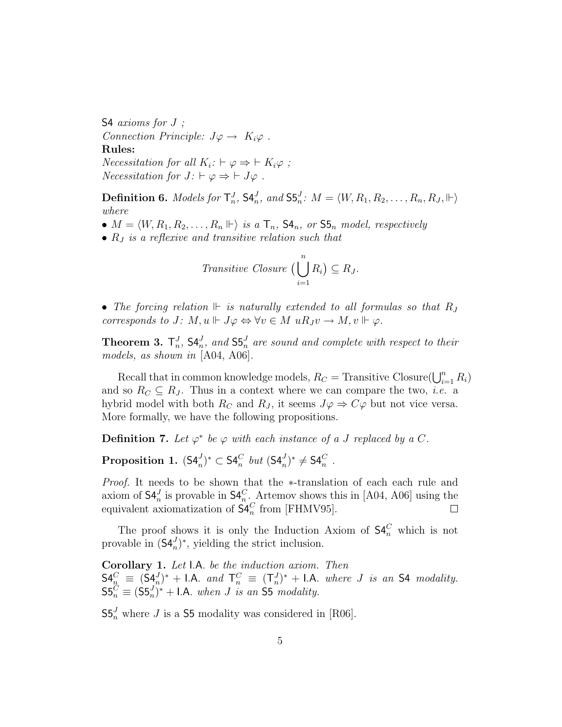$\mathsf{S4}$ *axioms for* $J$ *;*
*Connection Principle:* $J\varphi \to K_i\varphi$ .
**Rules:**
*Necessitation for all* $K_i$*:* $\vdash \varphi \Rightarrow \vdash K_i\varphi$ *;*
*Necessitation for* $J$*:* $\vdash \varphi \Rightarrow \vdash J\varphi$ .

**Definition 6.** *Models for* $\mathsf{T}_n^J$*,* $\mathsf{S4}_n^J$*, and* $\mathsf{S5}_n^J$*:* $M = \langle W, R_1, R_2, \ldots, R_n, R_J, \Vdash \rangle$ *where*
- $M = \langle W, R_1, R_2, \ldots, R_n \Vdash \rangle$ *is a* $\mathsf{T}_n$*,* $\mathsf{S4}_n$*, or* $\mathsf{S5}_n$ *model, respectively*
- $R_J$ *is a reflexive and transitive relation such that*

$$\text{Transitive Closure } \big(\bigcup_{i=1}^{n} R_i\big) \subseteq R_J.$$

- *The forcing relation* $\Vdash$ *is naturally extended to all formulas so that* $R_J$ *corresponds to* $J$*:* $M, u \Vdash J\varphi \Leftrightarrow \forall v \in M \; uR_Jv \to M, v \Vdash \varphi$.

**Theorem 3.** $\mathsf{T}_n^J$*,* $\mathsf{S4}_n^J$*, and* $\mathsf{S5}_n^J$ *are sound and complete with respect to their models, as shown in* [A04, A06].

Recall that in common knowledge models, $R_C = \text{Transitive Closure}(\bigcup_{i=1}^{n} R_i)$ and so $R_C \subseteq R_J$. Thus in a context where we can compare the two, *i.e.* a hybrid model with both $R_C$ and $R_J$, it seems $J\varphi \Rightarrow C\varphi$ but not vice versa. More formally, we have the following propositions.

**Definition 7.** *Let* $\varphi^*$ *be* $\varphi$ *with each instance of a* $J$ *replaced by a* $C$.

**Proposition 1.** $(\mathsf{S4}_n^J)^* \subset \mathsf{S4}_n^C$ *but* $(\mathsf{S4}_n^J)^* \neq \mathsf{S4}_n^C$ .

*Proof.* It needs to be shown that the $*$-translation of each each rule and axiom of $\mathsf{S4}_n^J$ is provable in $\mathsf{S4}_n^C$. Artemov shows this in [A04, A06] using the equivalent axiomatization of $\mathsf{S4}_n^C$ from [FHMV95]. ☐

The proof shows it is only the Induction Axiom of $\mathsf{S4}_n^C$ which is not provable in $(\mathsf{S4}_n^J)^*$, yielding the strict inclusion.

**Corollary 1.** *Let* I.A. *be the induction axiom. Then* $\mathsf{S4}_n^C \equiv (\mathsf{S4}_n^J)^* + \text{I.A.}$ *and* $\mathsf{T}_n^C \equiv (\mathsf{T}_n^J)^* + \text{I.A.}$ *where* $J$ *is an* $\mathsf{S4}$ *modality.* $\mathsf{S5}_n^C \equiv (\mathsf{S5}_n^J)^* + \text{I.A.}$ *when* $J$ *is an* $\mathsf{S5}$ *modality.*

$\mathsf{S5}_n^J$ where $J$ is a $\mathsf{S5}$ modality was considered in [R06].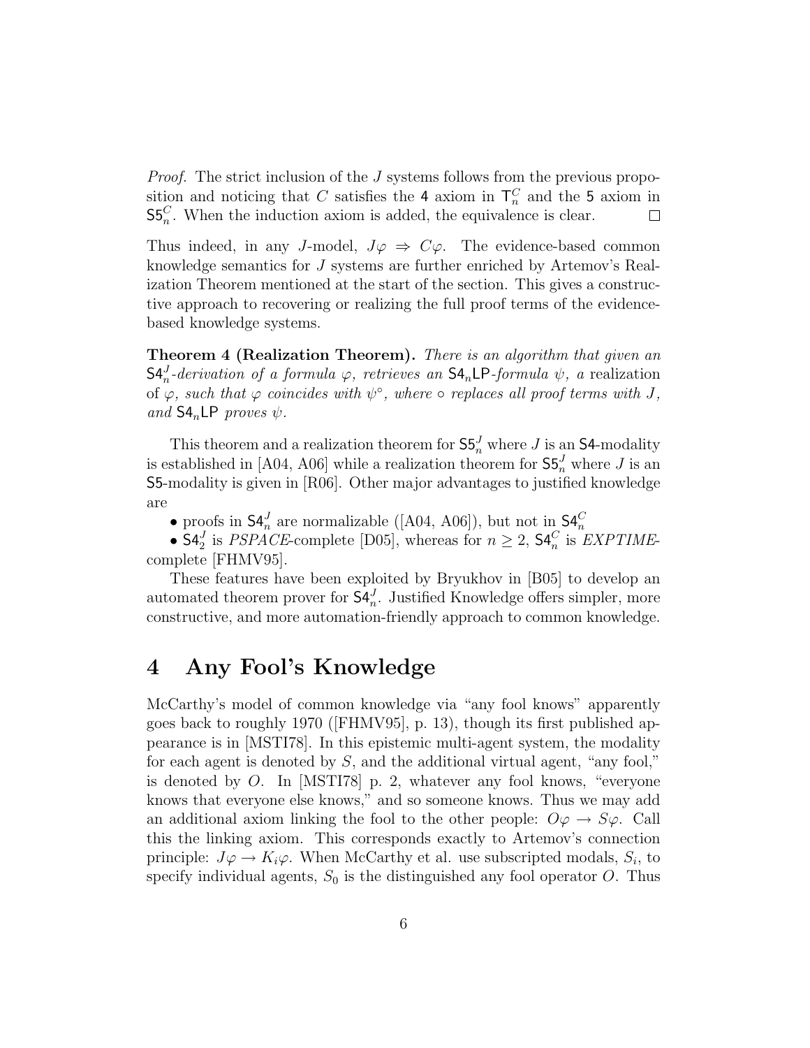*Proof.* The strict inclusion of the $J$ systems follows from the previous proposition and noticing that $C$ satisfies the $\mathsf{4}$ axiom in $\mathsf{T}_n^C$ and the $\mathsf{5}$ axiom in $\mathsf{S5}_n^C$. When the induction axiom is added, the equivalence is clear. $\square$

Thus indeed, in any $J$-model, $J\varphi \Rightarrow C\varphi$. The evidence-based common knowledge semantics for $J$ systems are further enriched by Artemov's Realization Theorem mentioned at the start of the section. This gives a constructive approach to recovering or realizing the full proof terms of the evidence-based knowledge systems.

**Theorem 4 (Realization Theorem).** *There is an algorithm that given an $\mathsf{S4}_n^J$-derivation of a formula $\varphi$, retrieves an $\mathsf{S4}_n\mathsf{LP}$-formula $\psi$, a* realization *of $\varphi$, such that $\varphi$ coincides with $\psi^\circ$, where $\circ$ replaces all proof terms with $J$, and $\mathsf{S4}_n\mathsf{LP}$ proves $\psi$.*

This theorem and a realization theorem for $\mathsf{S5}_n^J$ where $J$ is an $\mathsf{S4}$-modality is established in [A04, A06] while a realization theorem for $\mathsf{S5}_n^J$ where $J$ is an $\mathsf{S5}$-modality is given in [R06]. Other major advantages to justified knowledge are

- proofs in $\mathsf{S4}_n^J$ are normalizable ([A04, A06]), but not in $\mathsf{S4}_n^C$
- $\mathsf{S4}_2^J$ is *PSPACE*-complete [D05], whereas for $n \geq 2$, $\mathsf{S4}_n^C$ is *EXPTIME*-complete [FHMV95].

These features have been exploited by Bryukhov in [B05] to develop an automated theorem prover for $\mathsf{S4}_n^J$. Justified Knowledge offers simpler, more constructive, and more automation-friendly approach to common knowledge.

# 4 Any Fool's Knowledge

McCarthy's model of common knowledge via "any fool knows" apparently goes back to roughly 1970 ([FHMV95], p. 13), though its first published appearance is in [MSTI78]. In this epistemic multi-agent system, the modality for each agent is denoted by $S$, and the additional virtual agent, "any fool," is denoted by $O$. In [MSTI78] p. 2, whatever any fool knows, "everyone knows that everyone else knows," and so someone knows. Thus we may add an additional axiom linking the fool to the other people: $O\varphi \rightarrow S\varphi$. Call this the linking axiom. This corresponds exactly to Artemov's connection principle: $J\varphi \rightarrow K_i\varphi$. When McCarthy et al. use subscripted modals, $S_i$, to specify individual agents, $S_0$ is the distinguished any fool operator $O$. Thus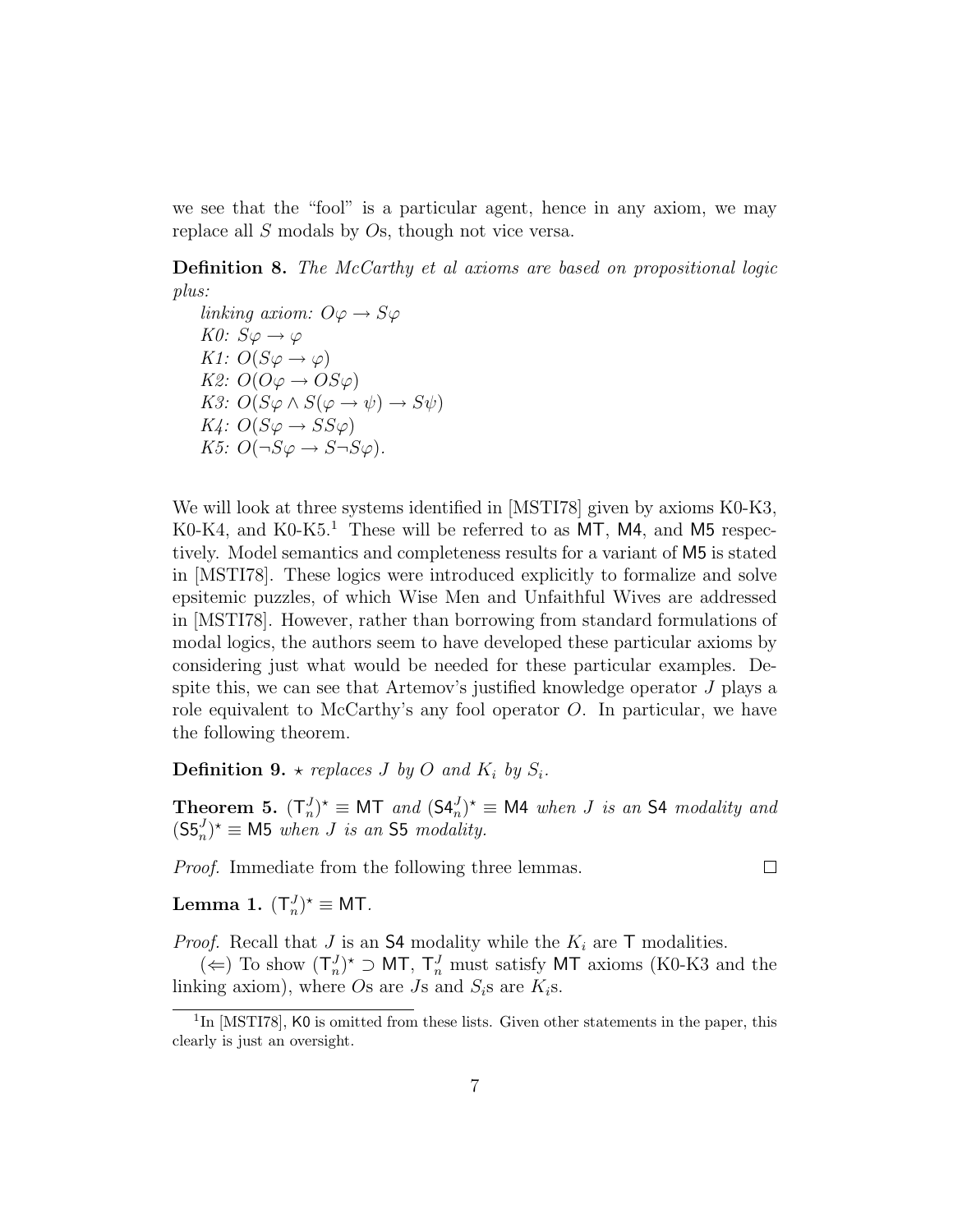we see that the "fool" is a particular agent, hence in any axiom, we may replace all $S$ modals by $O$s, though not vice versa.

**Definition 8.** *The McCarthy et al axioms are based on propositional logic plus:*

*linking axiom:* $O\varphi \to S\varphi$
*K0:* $S\varphi \to \varphi$
*K1:* $O(S\varphi \to \varphi)$
*K2:* $O(O\varphi \to OS\varphi)$
*K3:* $O(S\varphi \wedge S(\varphi \to \psi) \to S\psi)$
*K4:* $O(S\varphi \to SS\varphi)$
*K5:* $O(\neg S\varphi \to S\neg S\varphi)$.

We will look at three systems identified in [MSTI78] given by axioms K0-K3, K0-K4, and K0-K5.[1] These will be referred to as MT, M4, and M5 respectively. Model semantics and completeness results for a variant of M5 is stated in [MSTI78]. These logics were introduced explicitly to formalize and solve epsitemic puzzles, of which Wise Men and Unfaithful Wives are addressed in [MSTI78]. However, rather than borrowing from standard formulations of modal logics, the authors seem to have developed these particular axioms by considering just what would be needed for these particular examples. Despite this, we can see that Artemov's justified knowledge operator $J$ plays a role equivalent to McCarthy's any fool operator $O$. In particular, we have the following theorem.

**Definition 9.** $\star$ *replaces $J$ by $O$ and $K_i$ by $S_i$.*

**Theorem 5.** $(\mathsf{T}_n^J)^\star \equiv \mathsf{MT}$ *and* $(\mathsf{S4}_n^J)^\star \equiv \mathsf{M4}$ *when $J$ is an* S4 *modality and* $(\mathsf{S5}_n^J)^\star \equiv \mathsf{M5}$ *when $J$ is an* S5 *modality.*

*Proof.* Immediate from the following three lemmas. □

**Lemma 1.** $(\mathsf{T}_n^J)^\star \equiv \mathsf{MT}$.

*Proof.* Recall that $J$ is an S4 modality while the $K_i$ are T modalities.

($\Leftarrow$) To show $(\mathsf{T}_n^J)^\star \supset \mathsf{MT}$, $\mathsf{T}_n^J$ must satisfy MT axioms (K0-K3 and the linking axiom), where $O$s are $J$s and $S_i$s are $K_i$s.

[1] In [MSTI78], K0 is omitted from these lists. Given other statements in the paper, this clearly is just an oversight.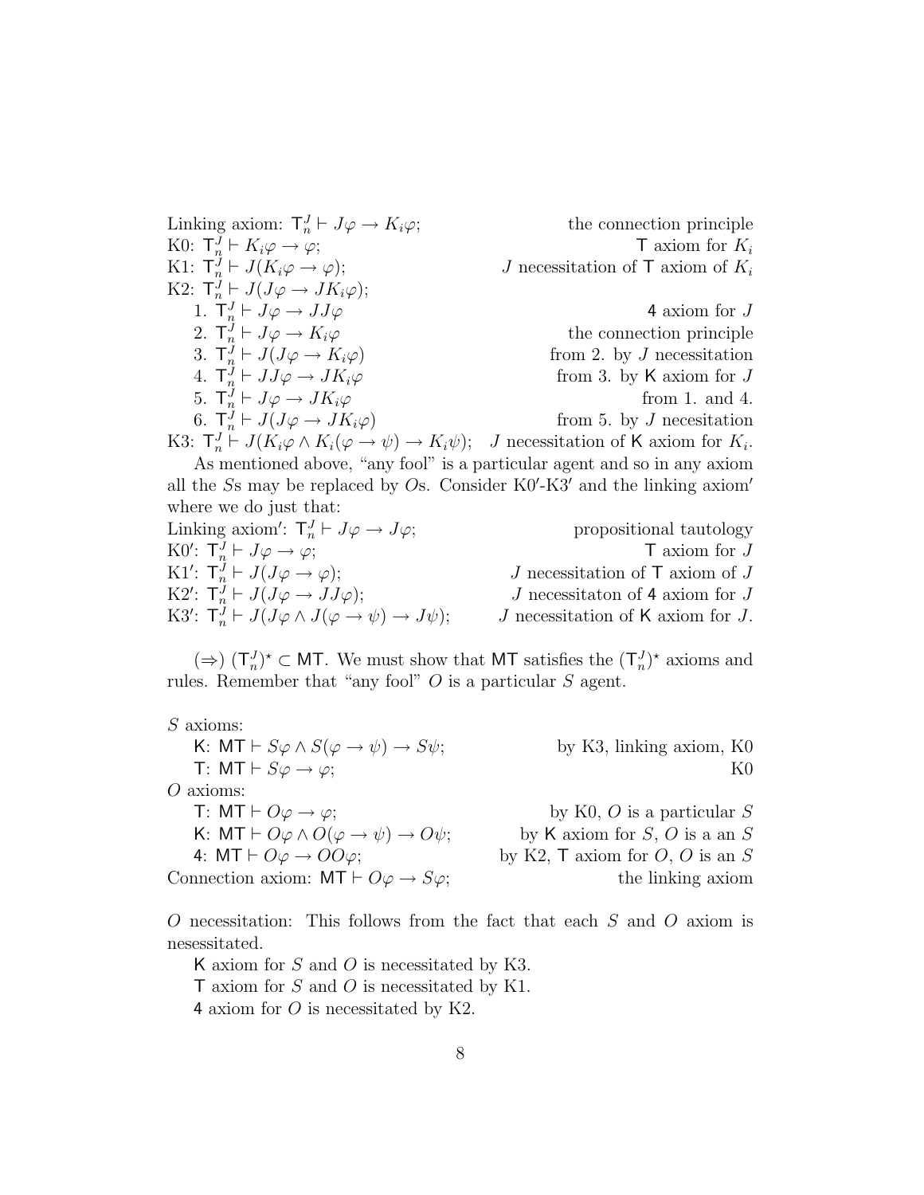Linking axiom: $\mathsf{T}_n^J \vdash J\varphi \to K_i\varphi$; the connection principle

K0: $\mathsf{T}_n^J \vdash K_i\varphi \to \varphi$; $\mathsf{T}$ axiom for $K_i$

K1: $\mathsf{T}_n^J \vdash J(K_i\varphi \to \varphi)$; $J$ necessitation of $\mathsf{T}$ axiom of $K_i$

K2: $\mathsf{T}_n^J \vdash J(J\varphi \to JK_i\varphi)$;

1. $\mathsf{T}_n^J \vdash J\varphi \to JJ\varphi$ — $\mathsf{4}$ axiom for $J$
2. $\mathsf{T}_n^J \vdash J\varphi \to K_i\varphi$ — the connection principle
3. $\mathsf{T}_n^J \vdash J(J\varphi \to K_i\varphi)$ — from 2. by $J$ necessitation
4. $\mathsf{T}_n^J \vdash JJ\varphi \to JK_i\varphi$ — from 3. by $\mathsf{K}$ axiom for $J$
5. $\mathsf{T}_n^J \vdash J\varphi \to JK_i\varphi$ — from 1. and 4.
6. $\mathsf{T}_n^J \vdash J(J\varphi \to JK_i\varphi)$ — from 5. by $J$ necesitation

K3: $\mathsf{T}_n^J \vdash J(K_i\varphi \wedge K_i(\varphi \to \psi) \to K_i\psi)$; $J$ necessitation of $\mathsf{K}$ axiom for $K_i$.

As mentioned above, "any fool" is a particular agent and so in any axiom all the $S$s may be replaced by $O$s. Consider K0′-K3′ and the linking axiom′ where we do just that:

Linking axiom′: $\mathsf{T}_n^J \vdash J\varphi \to J\varphi$; propositional tautology

K0′: $\mathsf{T}_n^J \vdash J\varphi \to \varphi$; $\mathsf{T}$ axiom for $J$

K1′: $\mathsf{T}_n^J \vdash J(J\varphi \to \varphi)$; $J$ necessitation of $\mathsf{T}$ axiom of $J$

K2′: $\mathsf{T}_n^J \vdash J(J\varphi \to JJ\varphi)$; $J$ necessitaton of $\mathsf{4}$ axiom for $J$

K3′: $\mathsf{T}_n^J \vdash J(J\varphi \wedge J(\varphi \to \psi) \to J\psi)$; $J$ necessitation of $\mathsf{K}$ axiom for $J$.

($\Rightarrow$) $(\mathsf{T}_n^J)^\star \subset \mathsf{MT}$. We must show that $\mathsf{MT}$ satisfies the $(\mathsf{T}_n^J)^\star$ axioms and rules. Remember that "any fool" $O$ is a particular $S$ agent.

$S$ axioms:

- $\mathsf{K}$: $\mathsf{MT} \vdash S\varphi \wedge S(\varphi \to \psi) \to S\psi$; by K3, linking axiom, K0
- $\mathsf{T}$: $\mathsf{MT} \vdash S\varphi \to \varphi$; K0

$O$ axioms:

- $\mathsf{T}$: $\mathsf{MT} \vdash O\varphi \to \varphi$; by K0, $O$ is a particular $S$
- $\mathsf{K}$: $\mathsf{MT} \vdash O\varphi \wedge O(\varphi \to \psi) \to O\psi$; by $\mathsf{K}$ axiom for $S$, $O$ is a an $S$
- $\mathsf{4}$: $\mathsf{MT} \vdash O\varphi \to OO\varphi$; by K2, $\mathsf{T}$ axiom for $O$, $O$ is an $S$

Connection axiom: $\mathsf{MT} \vdash O\varphi \to S\varphi$; the linking axiom

$O$ necessitation: This follows from the fact that each $S$ and $O$ axiom is nesessitated.

$\mathsf{K}$ axiom for $S$ and $O$ is necessitated by K3.

$\mathsf{T}$ axiom for $S$ and $O$ is necessitated by K1.

$\mathsf{4}$ axiom for $O$ is necessitated by K2.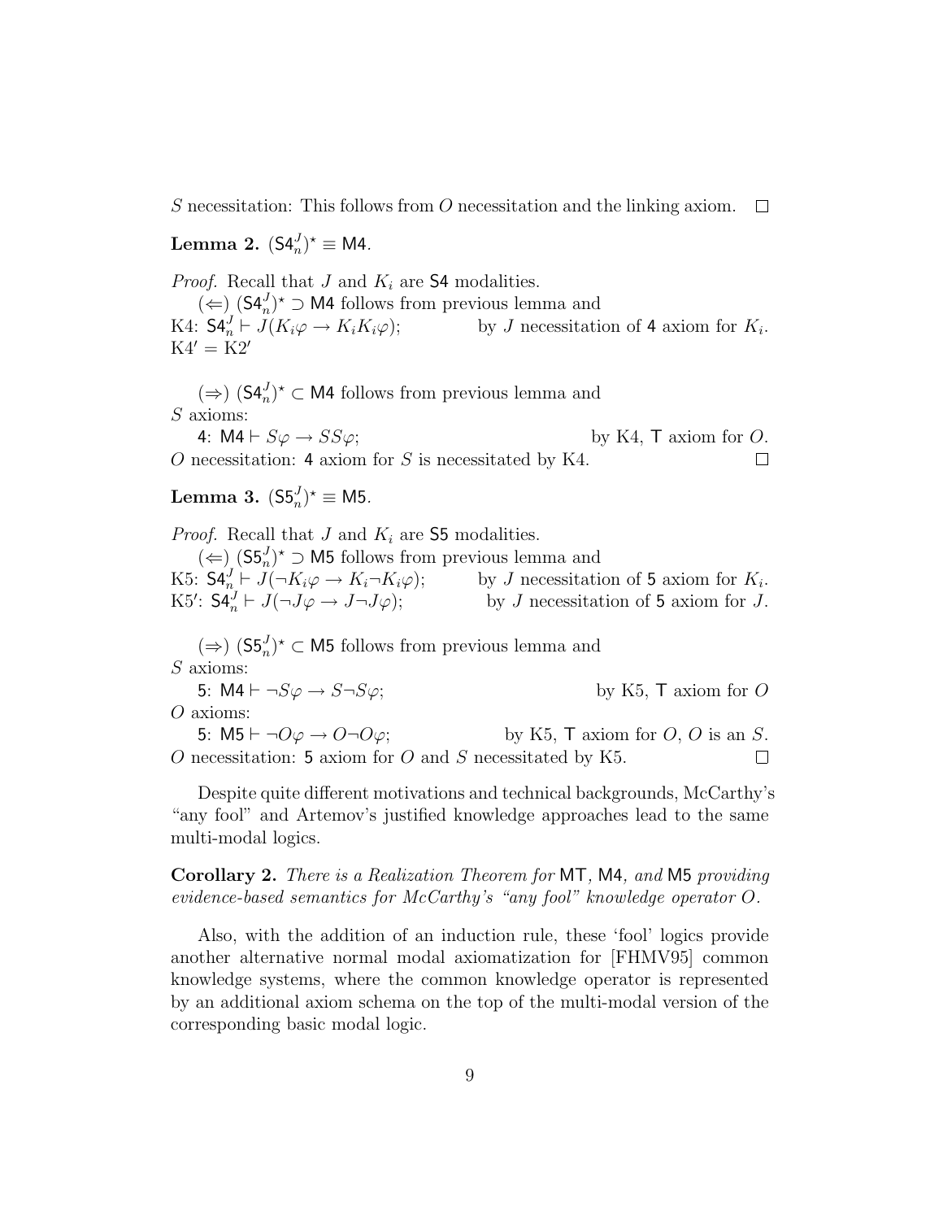$S$ necessitation: This follows from $O$ necessitation and the linking axiom. $\square$

**Lemma 2.** $(\mathsf{S4}_n^J)^\star \equiv \mathsf{M4}$.

*Proof.* Recall that $J$ and $K_i$ are $\mathsf{S4}$ modalities.

($\Leftarrow$) $(\mathsf{S4}_n^J)^\star \supset \mathsf{M4}$ follows from previous lemma and
K4: $\mathsf{S4}_n^J \vdash J(K_i\varphi \to K_iK_i\varphi)$; by $J$ necessitation of $\mathsf{4}$ axiom for $K_i$.
K4$'$ = K2$'$

($\Rightarrow$) $(\mathsf{S4}_n^J)^\star \subset \mathsf{M4}$ follows from previous lemma and
$S$ axioms:
$\mathsf{4}$: $\mathsf{M4} \vdash S\varphi \to SS\varphi$; by K4, $\mathsf{T}$ axiom for $O$.
$O$ necessitation: $\mathsf{4}$ axiom for $S$ is necessitated by K4. $\square$

**Lemma 3.** $(\mathsf{S5}_n^J)^\star \equiv \mathsf{M5}$.

*Proof.* Recall that $J$ and $K_i$ are $\mathsf{S5}$ modalities.

($\Leftarrow$) $(\mathsf{S5}_n^J)^\star \supset \mathsf{M5}$ follows from previous lemma and
K5: $\mathsf{S4}_n^J \vdash J(\neg K_i\varphi \to K_i\neg K_i\varphi)$; by $J$ necessitation of $\mathsf{5}$ axiom for $K_i$.
K5$'$: $\mathsf{S4}_n^J \vdash J(\neg J\varphi \to J\neg J\varphi)$; by $J$ necessitation of $\mathsf{5}$ axiom for $J$.

($\Rightarrow$) $(\mathsf{S5}_n^J)^\star \subset \mathsf{M5}$ follows from previous lemma and
$S$ axioms:
$\mathsf{5}$: $\mathsf{M4} \vdash \neg S\varphi \to S\neg S\varphi$; by K5, $\mathsf{T}$ axiom for $O$
$O$ axioms:
$\mathsf{5}$: $\mathsf{M5} \vdash \neg O\varphi \to O\neg O\varphi$; by K5, $\mathsf{T}$ axiom for $O$, $O$ is an $S$.
$O$ necessitation: $\mathsf{5}$ axiom for $O$ and $S$ necessitated by K5. $\square$

Despite quite different motivations and technical backgrounds, McCarthy's "any fool" and Artemov's justified knowledge approaches lead to the same multi-modal logics.

**Corollary 2.** *There is a Realization Theorem for* $\mathsf{MT}$*,* $\mathsf{M4}$*, and* $\mathsf{M5}$ *providing evidence-based semantics for McCarthy's "any fool" knowledge operator* $O$*.*

Also, with the addition of an induction rule, these 'fool' logics provide another alternative normal modal axiomatization for [FHMV95] common knowledge systems, where the common knowledge operator is represented by an additional axiom schema on the top of the multi-modal version of the corresponding basic modal logic.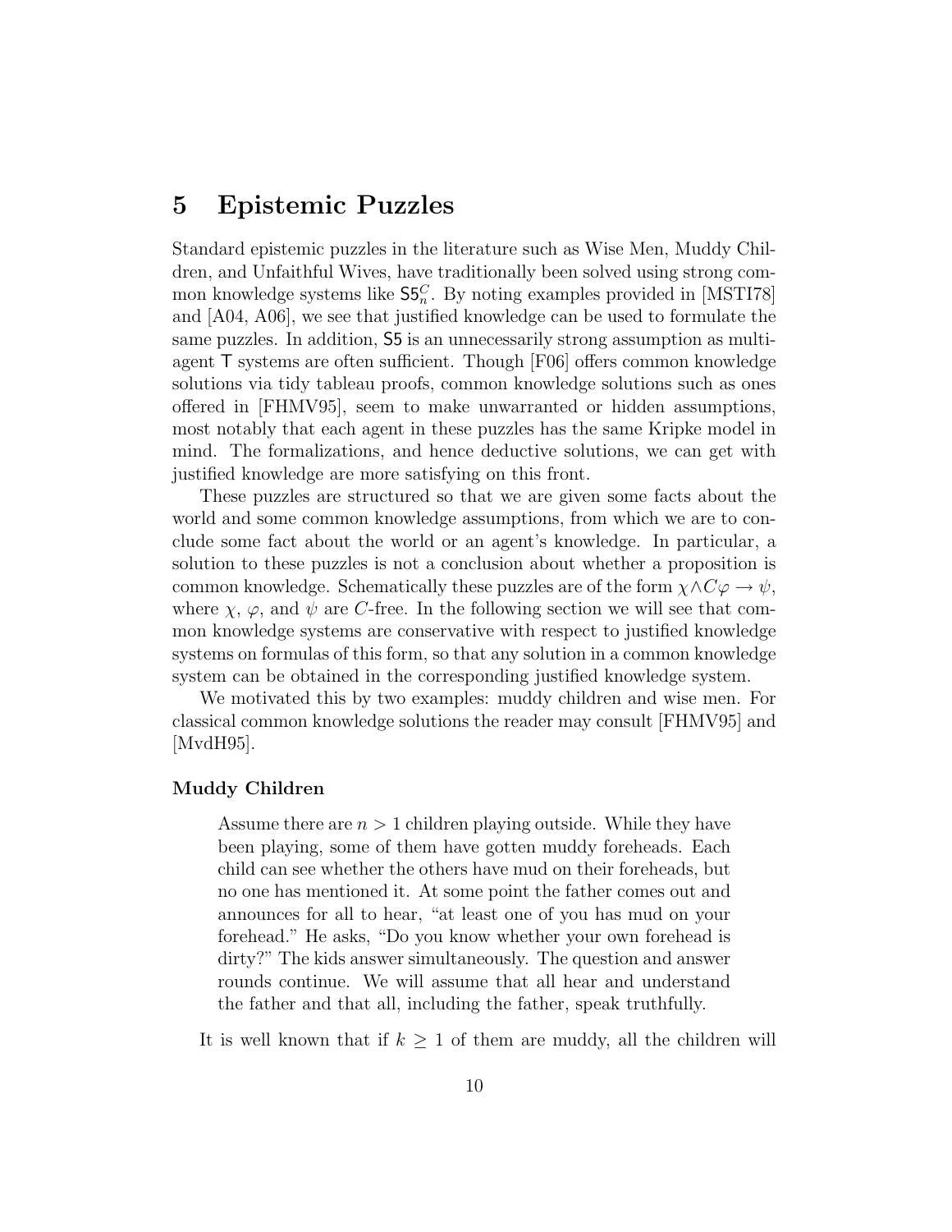# 5 Epistemic Puzzles

Standard epistemic puzzles in the literature such as Wise Men, Muddy Children, and Unfaithful Wives, have traditionally been solved using strong common knowledge systems like $\mathsf{S5}_n^C$. By noting examples provided in [MSTI78] and [A04, A06], we see that justified knowledge can be used to formulate the same puzzles. In addition, $\mathsf{S5}$ is an unnecessarily strong assumption as multi-agent $\mathsf{T}$ systems are often sufficient. Though [F06] offers common knowledge solutions via tidy tableau proofs, common knowledge solutions such as ones offered in [FHMV95], seem to make unwarranted or hidden assumptions, most notably that each agent in these puzzles has the same Kripke model in mind. The formalizations, and hence deductive solutions, we can get with justified knowledge are more satisfying on this front.

These puzzles are structured so that we are given some facts about the world and some common knowledge assumptions, from which we are to conclude some fact about the world or an agent's knowledge. In particular, a solution to these puzzles is not a conclusion about whether a proposition is common knowledge. Schematically these puzzles are of the form $\chi \wedge C\varphi \rightarrow \psi$, where $\chi$, $\varphi$, and $\psi$ are $C$-free. In the following section we will see that common knowledge systems are conservative with respect to justified knowledge systems on formulas of this form, so that any solution in a common knowledge system can be obtained in the corresponding justified knowledge system.

We motivated this by two examples: muddy children and wise men. For classical common knowledge solutions the reader may consult [FHMV95] and [MvdH95].

### Muddy Children

> Assume there are $n > 1$ children playing outside. While they have been playing, some of them have gotten muddy foreheads. Each child can see whether the others have mud on their foreheads, but no one has mentioned it. At some point the father comes out and announces for all to hear, "at least one of you has mud on your forehead." He asks, "Do you know whether your own forehead is dirty?" The kids answer simultaneously. The question and answer rounds continue. We will assume that all hear and understand the father and that all, including the father, speak truthfully.

It is well known that if $k \geq 1$ of them are muddy, all the children will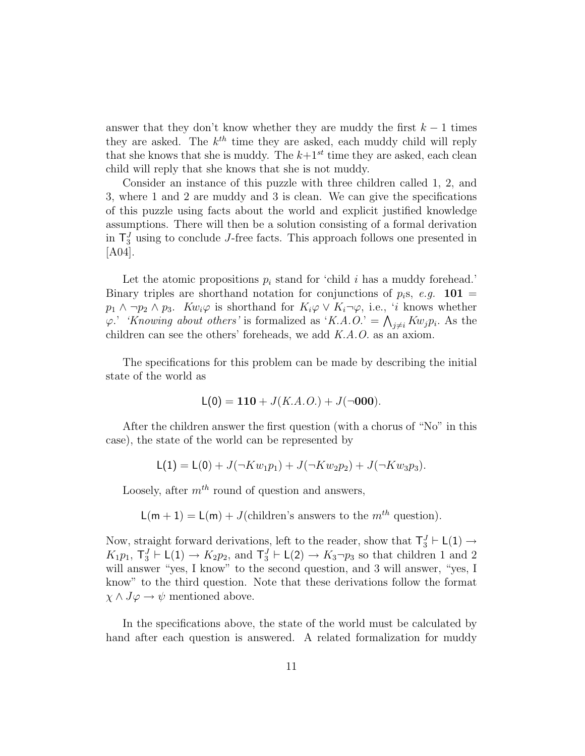answer that they don't know whether they are muddy the first $k-1$ times they are asked. The $k^{th}$ time they are asked, each muddy child will reply that she knows that she is muddy. The $k+1^{st}$ time they are asked, each clean child will reply that she knows that she is not muddy.

Consider an instance of this puzzle with three children called 1, 2, and 3, where 1 and 2 are muddy and 3 is clean. We can give the specifications of this puzzle using facts about the world and explicit justified knowledge assumptions. There will then be a solution consisting of a formal derivation in $\mathsf{T}_3^J$ using to conclude $J$-free facts. This approach follows one presented in [A04].

Let the atomic propositions $p_i$ stand for 'child $i$ has a muddy forehead.' Binary triples are shorthand notation for conjunctions of $p_i$s, *e.g.* $\mathbf{101} = p_1 \wedge \neg p_2 \wedge p_3$. $Kw_i\varphi$ is shorthand for $K_i\varphi \vee K_i\neg\varphi$, i.e., '$i$ knows whether $\varphi$.' *'Knowing about others'* is formalized as '$K.A.O.$' $= \bigwedge_{j\neq i} Kw_j p_i$. As the children can see the others' foreheads, we add $K.A.O.$ as an axiom.

The specifications for this problem can be made by describing the initial state of the world as

$$\mathsf{L}(0) = \mathbf{110} + J(K.A.O.) + J(\neg\mathbf{000}).$$

After the children answer the first question (with a chorus of "No" in this case), the state of the world can be represented by

$$\mathsf{L}(1) = \mathsf{L}(0) + J(\neg Kw_1 p_1) + J(\neg Kw_2 p_2) + J(\neg Kw_3 p_3).$$

Loosely, after $m^{th}$ round of question and answers,

$$\mathsf{L}(\mathsf{m}+1) = \mathsf{L}(\mathsf{m}) + J(\text{children's answers to the } m^{th} \text{ question}).$$

Now, straight forward derivations, left to the reader, show that $\mathsf{T}_3^J \vdash \mathsf{L}(1) \rightarrow K_1 p_1$, $\mathsf{T}_3^J \vdash \mathsf{L}(1) \rightarrow K_2 p_2$, and $\mathsf{T}_3^J \vdash \mathsf{L}(2) \rightarrow K_3 \neg p_3$ so that children 1 and 2 will answer "yes, I know" to the second question, and 3 will answer, "yes, I know" to the third question. Note that these derivations follow the format $\chi \wedge J\varphi \rightarrow \psi$ mentioned above.

In the specifications above, the state of the world must be calculated by hand after each question is answered. A related formalization for muddy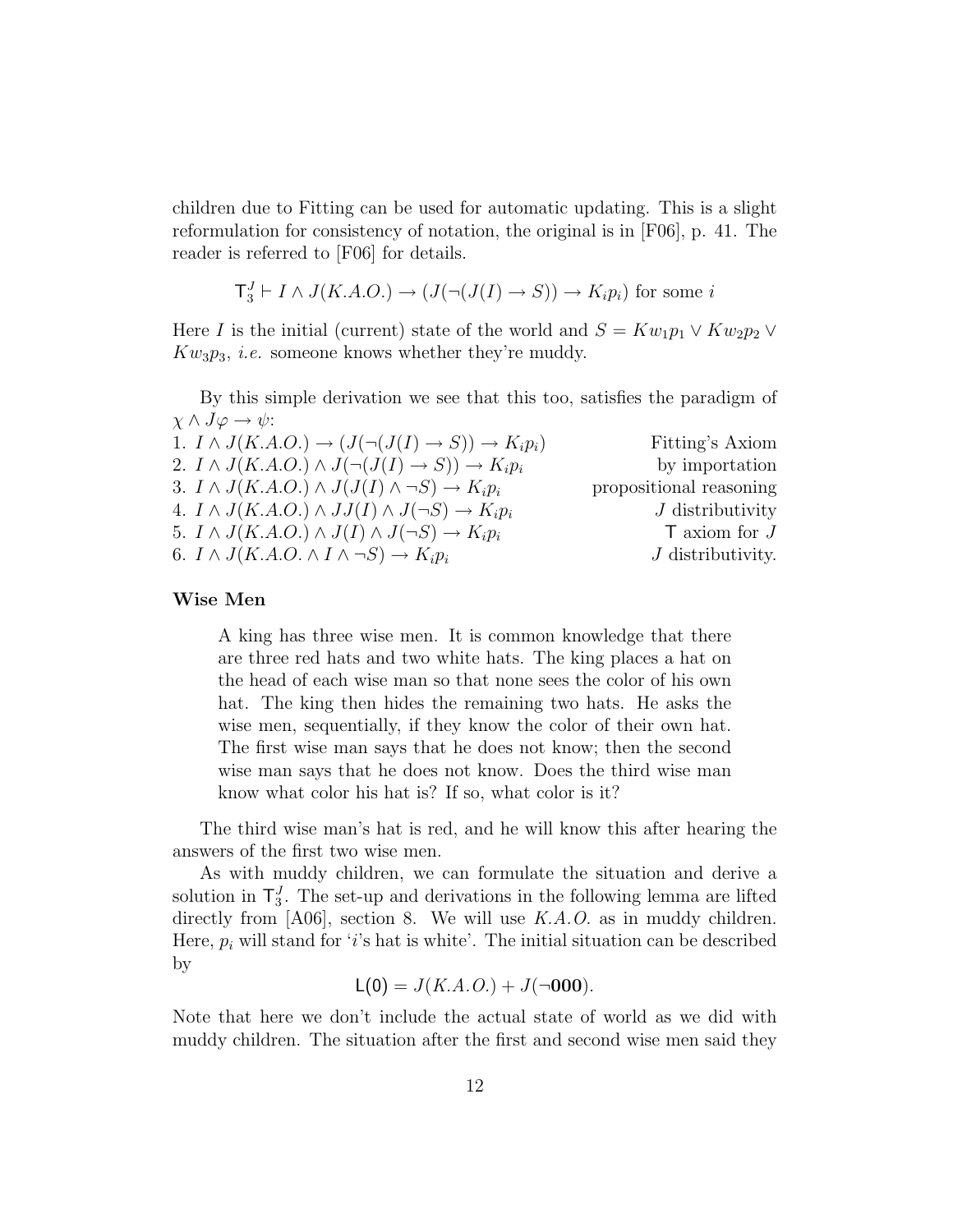children due to Fitting can be used for automatic updating. This is a slight reformulation for consistency of notation, the original is in [F06], p. 41. The reader is referred to [F06] for details.

$$\mathsf{T}_3^J \vdash I \wedge J(K.A.O.) \rightarrow (J(\neg(J(I) \rightarrow S)) \rightarrow K_i p_i) \text{ for some } i$$

Here $I$ is the initial (current) state of the world and $S = Kw_1p_1 \vee Kw_2p_2 \vee Kw_3p_3$, *i.e.* someone knows whether they're muddy.

By this simple derivation we see that this too, satisfies the paradigm of $\chi \wedge J\varphi \rightarrow \psi$:

1. $I \wedge J(K.A.O.) \rightarrow (J(\neg(J(I) \rightarrow S)) \rightarrow K_i p_i)$ — Fitting's Axiom
2. $I \wedge J(K.A.O.) \wedge J(\neg(J(I) \rightarrow S)) \rightarrow K_i p_i$ — by importation
3. $I \wedge J(K.A.O.) \wedge J(J(I) \wedge \neg S) \rightarrow K_i p_i$ — propositional reasoning
4. $I \wedge J(K.A.O.) \wedge JJ(I) \wedge J(\neg S) \rightarrow K_i p_i$ — $J$ distributivity
5. $I \wedge J(K.A.O.) \wedge J(I) \wedge J(\neg S) \rightarrow K_i p_i$ — $\mathsf{T}$ axiom for $J$
6. $I \wedge J(K.A.O. \wedge I \wedge \neg S) \rightarrow K_i p_i$ — $J$ distributivity.

**Wise Men**

> A king has three wise men. It is common knowledge that there are three red hats and two white hats. The king places a hat on the head of each wise man so that none sees the color of his own hat. The king then hides the remaining two hats. He asks the wise men, sequentially, if they know the color of their own hat. The first wise man says that he does not know; then the second wise man says that he does not know. Does the third wise man know what color his hat is? If so, what color is it?

The third wise man's hat is red, and he will know this after hearing the answers of the first two wise men.

As with muddy children, we can formulate the situation and derive a solution in $\mathsf{T}_3^J$. The set-up and derivations in the following lemma are lifted directly from [A06], section 8. We will use $K.A.O.$ as in muddy children. Here, $p_i$ will stand for '$i$'s hat is white'. The initial situation can be described by

$$\mathsf{L}(0) = J(K.A.O.) + J(\neg\mathbf{000}).$$

Note that here we don't include the actual state of world as we did with muddy children. The situation after the first and second wise men said they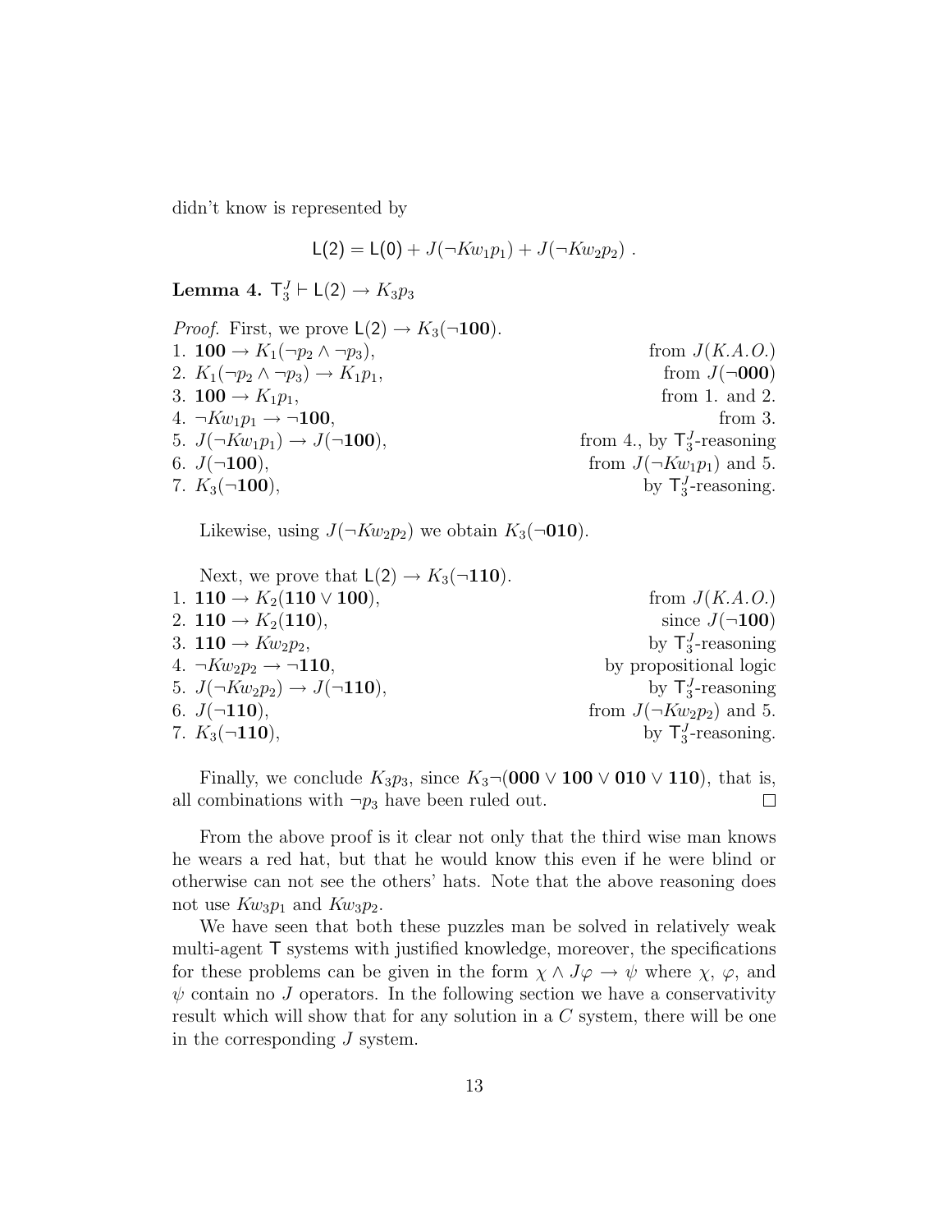didn't know is represented by

$$\mathsf{L}(2) = \mathsf{L}(0) + J(\neg Kw_1 p_1) + J(\neg Kw_2 p_2)\ .$$

**Lemma 4.** $\mathsf{T}_3^J \vdash \mathsf{L}(2) \to K_3 p_3$

*Proof.* First, we prove $\mathsf{L}(2) \to K_3(\neg\mathbf{100})$.

| | |
|---|---|
| 1. $\mathbf{100} \to K_1(\neg p_2 \wedge \neg p_3)$, | from $J(K.A.O.)$ |
| 2. $K_1(\neg p_2 \wedge \neg p_3) \to K_1 p_1$, | from $J(\neg\mathbf{000})$ |
| 3. $\mathbf{100} \to K_1 p_1$, | from 1. and 2. |
| 4. $\neg Kw_1 p_1 \to \neg\mathbf{100}$, | from 3. |
| 5. $J(\neg Kw_1 p_1) \to J(\neg\mathbf{100})$, | from 4., by $\mathsf{T}_3^J$-reasoning |
| 6. $J(\neg\mathbf{100})$, | from $J(\neg Kw_1 p_1)$ and 5. |
| 7. $K_3(\neg\mathbf{100})$, | by $\mathsf{T}_3^J$-reasoning. |

Likewise, using $J(\neg Kw_2 p_2)$ we obtain $K_3(\neg\mathbf{010})$.

Next, we prove that $\mathsf{L}(2) \to K_3(\neg\mathbf{110})$.

| | |
|---|---|
| 1. $\mathbf{110} \to K_2(\mathbf{110} \vee \mathbf{100})$, | from $J(K.A.O.)$ |
| 2. $\mathbf{110} \to K_2(\mathbf{110})$, | since $J(\neg\mathbf{100})$ |
| 3. $\mathbf{110} \to Kw_2 p_2$, | by $\mathsf{T}_3^J$-reasoning |
| 4. $\neg Kw_2 p_2 \to \neg\mathbf{110}$, | by propositional logic |
| 5. $J(\neg Kw_2 p_2) \to J(\neg\mathbf{110})$, | by $\mathsf{T}_3^J$-reasoning |
| 6. $J(\neg\mathbf{110})$, | from $J(\neg Kw_2 p_2)$ and 5. |
| 7. $K_3(\neg\mathbf{110})$, | by $\mathsf{T}_3^J$-reasoning. |

Finally, we conclude $K_3 p_3$, since $K_3\neg(\mathbf{000} \vee \mathbf{100} \vee \mathbf{010} \vee \mathbf{110})$, that is, all combinations with $\neg p_3$ have been ruled out. □

From the above proof is it clear not only that the third wise man knows he wears a red hat, but that he would know this even if he were blind or otherwise can not see the others' hats. Note that the above reasoning does not use $Kw_3 p_1$ and $Kw_3 p_2$.

We have seen that both these puzzles man be solved in relatively weak multi-agent $\mathsf{T}$ systems with justified knowledge, moreover, the specifications for these problems can be given in the form $\chi \wedge J\varphi \to \psi$ where $\chi$, $\varphi$, and $\psi$ contain no $J$ operators. In the following section we have a conservativity result which will show that for any solution in a $C$ system, there will be one in the corresponding $J$ system.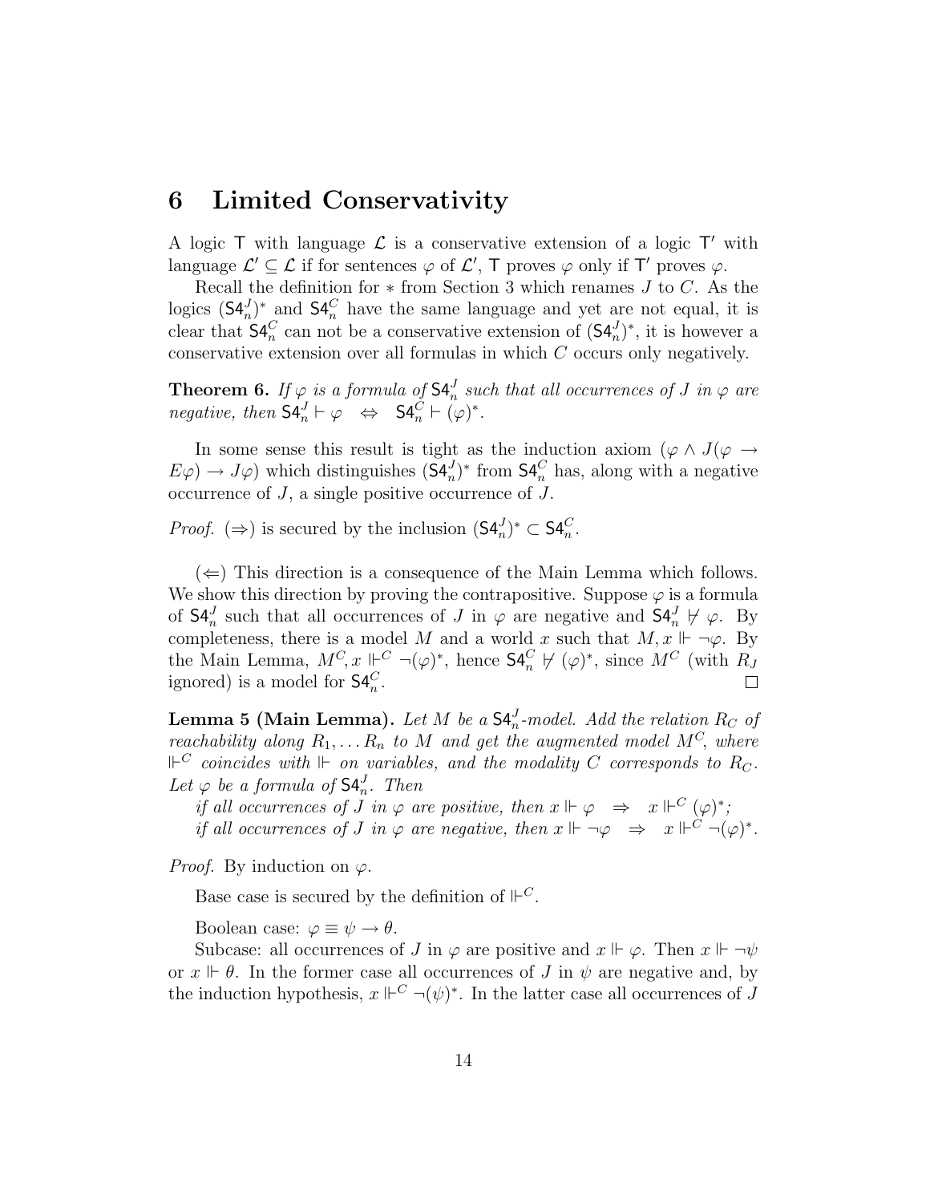## 6 Limited Conservativity

A logic $\mathsf{T}$ with language $\mathcal{L}$ is a conservative extension of a logic $\mathsf{T}'$ with language $\mathcal{L}' \subseteq \mathcal{L}$ if for sentences $\varphi$ of $\mathcal{L}'$, $\mathsf{T}$ proves $\varphi$ only if $\mathsf{T}'$ proves $\varphi$.

Recall the definition for $*$ from Section 3 which renames $J$ to $C$. As the logics $(\mathsf{S4}_n^J)^*$ and $\mathsf{S4}_n^C$ have the same language and yet are not equal, it is clear that $\mathsf{S4}_n^C$ can not be a conservative extension of $(\mathsf{S4}_n^J)^*$, it is however a conservative extension over all formulas in which $C$ occurs only negatively.

**Theorem 6.** *If $\varphi$ is a formula of $\mathsf{S4}_n^J$ such that all occurrences of $J$ in $\varphi$ are negative, then $\mathsf{S4}_n^J \vdash \varphi \quad \Leftrightarrow \quad \mathsf{S4}_n^C \vdash (\varphi)^*$.*

In some sense this result is tight as the induction axiom $(\varphi \wedge J(\varphi \rightarrow E\varphi) \rightarrow J\varphi)$ which distinguishes $(\mathsf{S4}_n^J)^*$ from $\mathsf{S4}_n^C$ has, along with a negative occurrence of $J$, a single positive occurrence of $J$.

*Proof.* $(\Rightarrow)$ is secured by the inclusion $(\mathsf{S4}_n^J)^* \subset \mathsf{S4}_n^C$.

$(\Leftarrow)$ This direction is a consequence of the Main Lemma which follows. We show this direction by proving the contrapositive. Suppose $\varphi$ is a formula of $\mathsf{S4}_n^J$ such that all occurrences of $J$ in $\varphi$ are negative and $\mathsf{S4}_n^J \nvdash \varphi$. By completeness, there is a model $M$ and a world $x$ such that $M, x \Vdash \neg\varphi$. By the Main Lemma, $M^C, x \Vdash^C \neg(\varphi)^*$, hence $\mathsf{S4}_n^C \nvdash (\varphi)^*$, since $M^C$ (with $R_J$ ignored) is a model for $\mathsf{S4}_n^C$. $\square$

**Lemma 5 (Main Lemma).** *Let $M$ be a $\mathsf{S4}_n^J$-model. Add the relation $R_C$ of reachability along $R_1, \ldots R_n$ to $M$ and get the augmented model $M^C$, where $\Vdash^C$ coincides with $\Vdash$ on variables, and the modality $C$ corresponds to $R_C$. Let $\varphi$ be a formula of $\mathsf{S4}_n^J$. Then*

*if all occurrences of $J$ in $\varphi$ are positive, then $x \Vdash \varphi \quad \Rightarrow \quad x \Vdash^C (\varphi)^*$;*

*if all occurrences of $J$ in $\varphi$ are negative, then $x \Vdash \neg\varphi \quad \Rightarrow \quad x \Vdash^C \neg(\varphi)^*$.*

*Proof.* By induction on $\varphi$.

Base case is secured by the definition of $\Vdash^C$.

Boolean case: $\varphi \equiv \psi \rightarrow \theta$.

Subcase: all occurrences of $J$ in $\varphi$ are positive and $x \Vdash \varphi$. Then $x \Vdash \neg\psi$ or $x \Vdash \theta$. In the former case all occurrences of $J$ in $\psi$ are negative and, by the induction hypothesis, $x \Vdash^C \neg(\psi)^*$. In the latter case all occurrences of $J$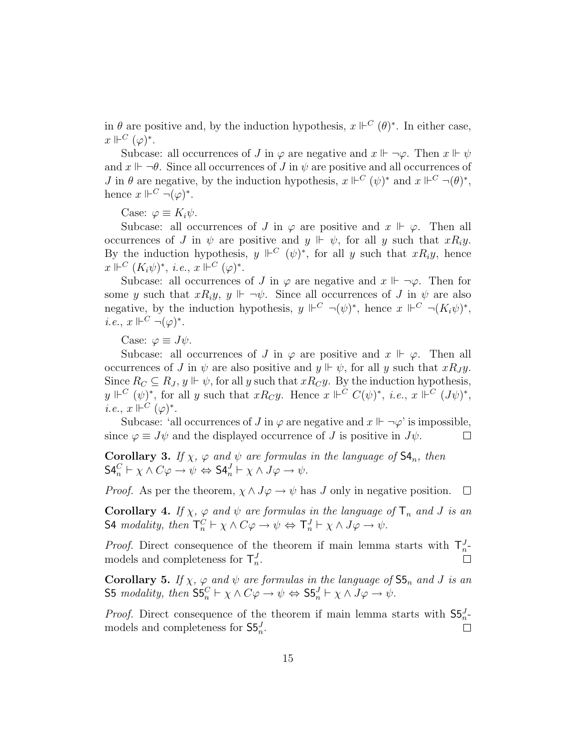in $\theta$ are positive and, by the induction hypothesis, $x \Vdash^C (\theta)^*$. In either case, $x \Vdash^C (\varphi)^*$.

Subcase: all occurrences of $J$ in $\varphi$ are negative and $x \Vdash \neg\varphi$. Then $x \Vdash \psi$ and $x \Vdash \neg\theta$. Since all occurrences of $J$ in $\psi$ are positive and all occurrences of $J$ in $\theta$ are negative, by the induction hypothesis, $x \Vdash^C (\psi)^*$ and $x \Vdash^C \neg(\theta)^*$, hence $x \Vdash^C \neg(\varphi)^*$.

Case: $\varphi \equiv K_i\psi$.

Subcase: all occurrences of $J$ in $\varphi$ are positive and $x \Vdash \varphi$. Then all occurrences of $J$ in $\psi$ are positive and $y \Vdash \psi$, for all $y$ such that $xR_iy$. By the induction hypothesis, $y \Vdash^C (\psi)^*$, for all $y$ such that $xR_iy$, hence $x \Vdash^C (K_i\psi)^*$, *i.e.*, $x \Vdash^C (\varphi)^*$.

Subcase: all occurrences of $J$ in $\varphi$ are negative and $x \Vdash \neg\varphi$. Then for some $y$ such that $xR_iy$, $y \Vdash \neg\psi$. Since all occurrences of $J$ in $\psi$ are also negative, by the induction hypothesis, $y \Vdash^C \neg(\psi)^*$, hence $x \Vdash^C \neg(K_i\psi)^*$, *i.e.*, $x \Vdash^C \neg(\varphi)^*$.

Case: $\varphi \equiv J\psi$.

Subcase: all occurrences of $J$ in $\varphi$ are positive and $x \Vdash \varphi$. Then all occurrences of $J$ in $\psi$ are also positive and $y \Vdash \psi$, for all $y$ such that $xR_Jy$. Since $R_C \subseteq R_J$, $y \Vdash \psi$, for all $y$ such that $xR_Cy$. By the induction hypothesis, $y \Vdash^C (\psi)^*$, for all $y$ such that $xR_Cy$. Hence $x \Vdash^C C(\psi)^*$, *i.e.*, $x \Vdash^C (J\psi)^*$, *i.e.*, $x \Vdash^C (\varphi)^*$.

Subcase: 'all occurrences of $J$ in $\varphi$ are negative and $x \Vdash \neg\varphi$' is impossible, since $\varphi \equiv J\psi$ and the displayed occurrence of $J$ is positive in $J\psi$. $\square$

**Corollary 3.** *If $\chi$, $\varphi$ and $\psi$ are formulas in the language of $\mathsf{S4}_n$, then* $\mathsf{S4}_n^C \vdash \chi \wedge C\varphi \to \psi \Leftrightarrow \mathsf{S4}_n^J \vdash \chi \wedge J\varphi \to \psi$.

*Proof.* As per the theorem, $\chi \wedge J\varphi \to \psi$ has $J$ only in negative position. $\square$

**Corollary 4.** *If $\chi$, $\varphi$ and $\psi$ are formulas in the language of $\mathsf{T}_n$ and $J$ is an* $\mathsf{S4}$ *modality, then* $\mathsf{T}_n^C \vdash \chi \wedge C\varphi \to \psi \Leftrightarrow \mathsf{T}_n^J \vdash \chi \wedge J\varphi \to \psi$.

*Proof.* Direct consequence of the theorem if main lemma starts with $\mathsf{T}_n^J$-models and completeness for $\mathsf{T}_n^J$. $\square$

**Corollary 5.** *If $\chi$, $\varphi$ and $\psi$ are formulas in the language of $\mathsf{S5}_n$ and $J$ is an* $\mathsf{S5}$ *modality, then* $\mathsf{S5}_n^C \vdash \chi \wedge C\varphi \to \psi \Leftrightarrow \mathsf{S5}_n^J \vdash \chi \wedge J\varphi \to \psi$.

*Proof.* Direct consequence of the theorem if main lemma starts with $\mathsf{S5}_n^J$-models and completeness for $\mathsf{S5}_n^J$. $\square$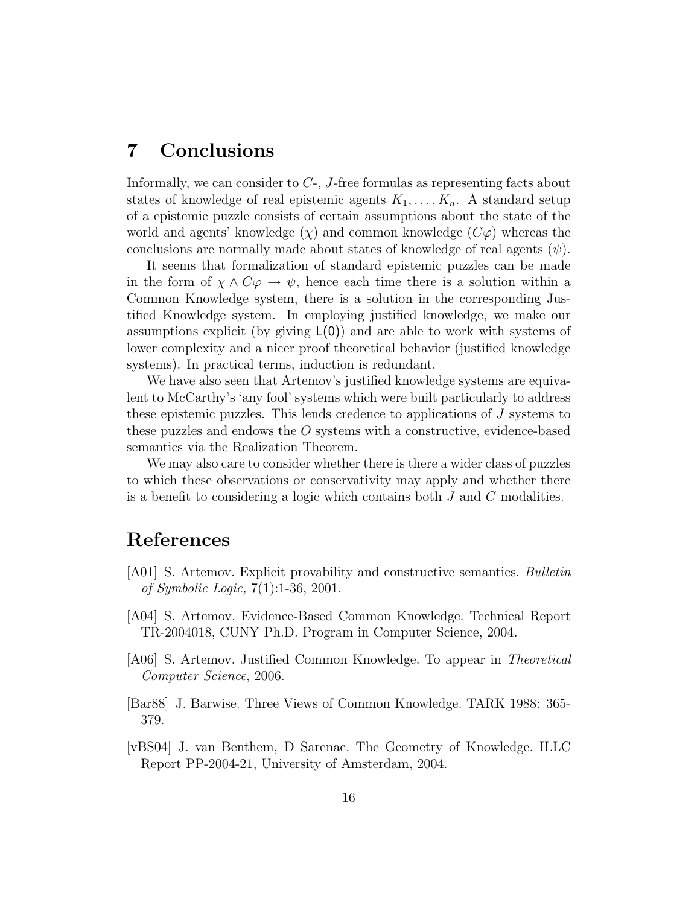## 7 Conclusions

Informally, we can consider to $C$-, $J$-free formulas as representing facts about states of knowledge of real epistemic agents $K_1, \ldots, K_n$. A standard setup of a epistemic puzzle consists of certain assumptions about the state of the world and agents' knowledge ($\chi$) and common knowledge ($C\varphi$) whereas the conclusions are normally made about states of knowledge of real agents ($\psi$).

It seems that formalization of standard epistemic puzzles can be made in the form of $\chi \wedge C\varphi \rightarrow \psi$, hence each time there is a solution within a Common Knowledge system, there is a solution in the corresponding Justified Knowledge system. In employing justified knowledge, we make our assumptions explicit (by giving $\mathsf{L(0)}$) and are able to work with systems of lower complexity and a nicer proof theoretical behavior (justified knowledge systems). In practical terms, induction is redundant.

We have also seen that Artemov's justified knowledge systems are equivalent to McCarthy's 'any fool' systems which were built particularly to address these epistemic puzzles. This lends credence to applications of $J$ systems to these puzzles and endows the $O$ systems with a constructive, evidence-based semantics via the Realization Theorem.

We may also care to consider whether there is there a wider class of puzzles to which these observations or conservativity may apply and whether there is a benefit to considering a logic which contains both $J$ and $C$ modalities.

## References

[A01] S. Artemov. Explicit provability and constructive semantics. *Bulletin of Symbolic Logic,* 7(1):1-36, 2001.

[A04] S. Artemov. Evidence-Based Common Knowledge. Technical Report TR-2004018, CUNY Ph.D. Program in Computer Science, 2004.

[A06] S. Artemov. Justified Common Knowledge. To appear in *Theoretical Computer Science*, 2006.

[Bar88] J. Barwise. Three Views of Common Knowledge. TARK 1988: 365-379.

[vBS04] J. van Benthem, D Sarenac. The Geometry of Knowledge. ILLC Report PP-2004-21, University of Amsterdam, 2004.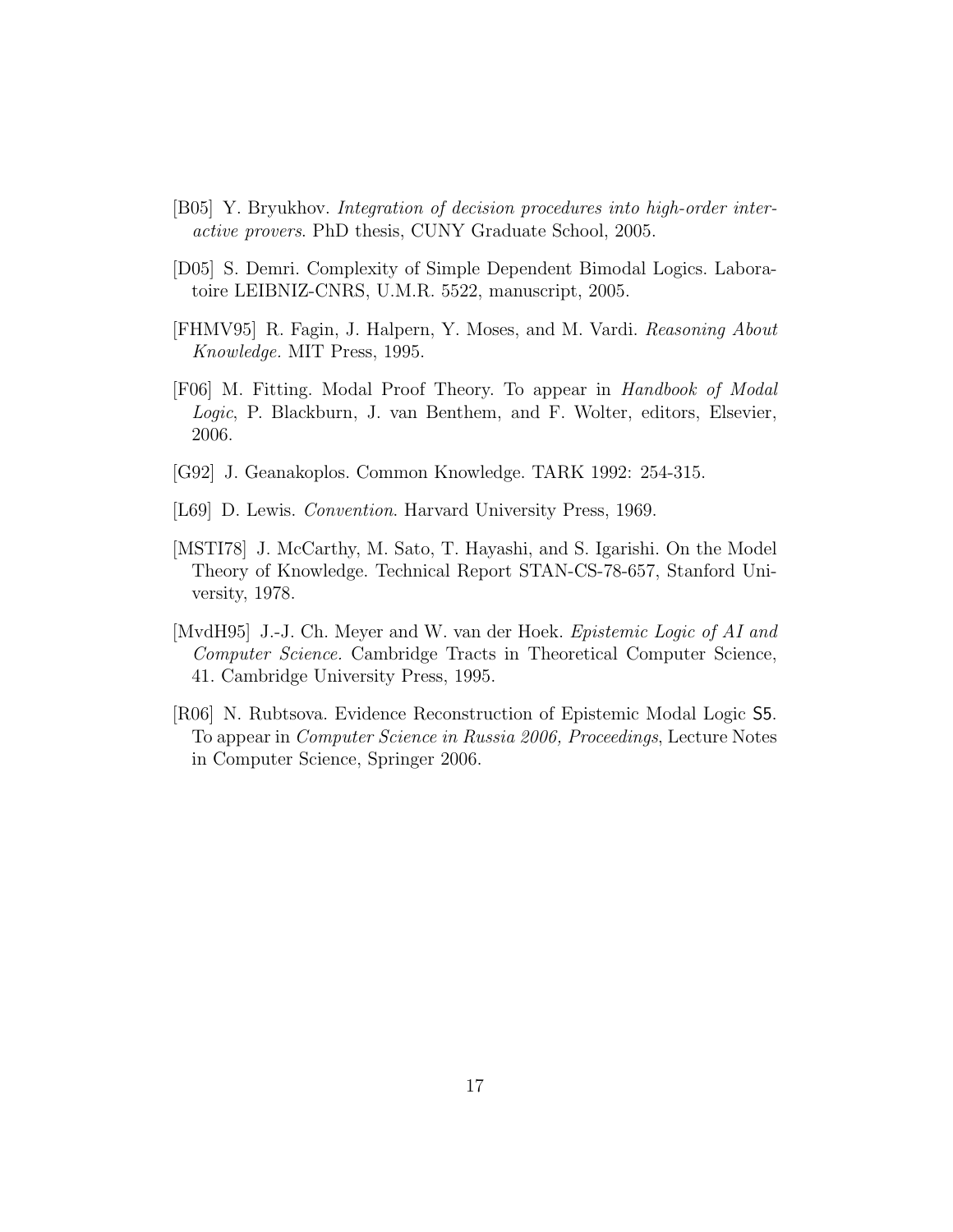[B05] Y. Bryukhov. *Integration of decision procedures into high-order interactive provers*. PhD thesis, CUNY Graduate School, 2005.

[D05] S. Demri. Complexity of Simple Dependent Bimodal Logics. Laboratoire LEIBNIZ-CNRS, U.M.R. 5522, manuscript, 2005.

[FHMV95] R. Fagin, J. Halpern, Y. Moses, and M. Vardi. *Reasoning About Knowledge*. MIT Press, 1995.

[F06] M. Fitting. Modal Proof Theory. To appear in *Handbook of Modal Logic*, P. Blackburn, J. van Benthem, and F. Wolter, editors, Elsevier, 2006.

[G92] J. Geanakoplos. Common Knowledge. TARK 1992: 254-315.

[L69] D. Lewis. *Convention*. Harvard University Press, 1969.

[MSTI78] J. McCarthy, M. Sato, T. Hayashi, and S. Igarishi. On the Model Theory of Knowledge. Technical Report STAN-CS-78-657, Stanford University, 1978.

[MvdH95] J.-J. Ch. Meyer and W. van der Hoek. *Epistemic Logic of AI and Computer Science.* Cambridge Tracts in Theoretical Computer Science, 41. Cambridge University Press, 1995.

[R06] N. Rubtsova. Evidence Reconstruction of Epistemic Modal Logic S5. To appear in *Computer Science in Russia 2006, Proceedings*, Lecture Notes in Computer Science, Springer 2006.